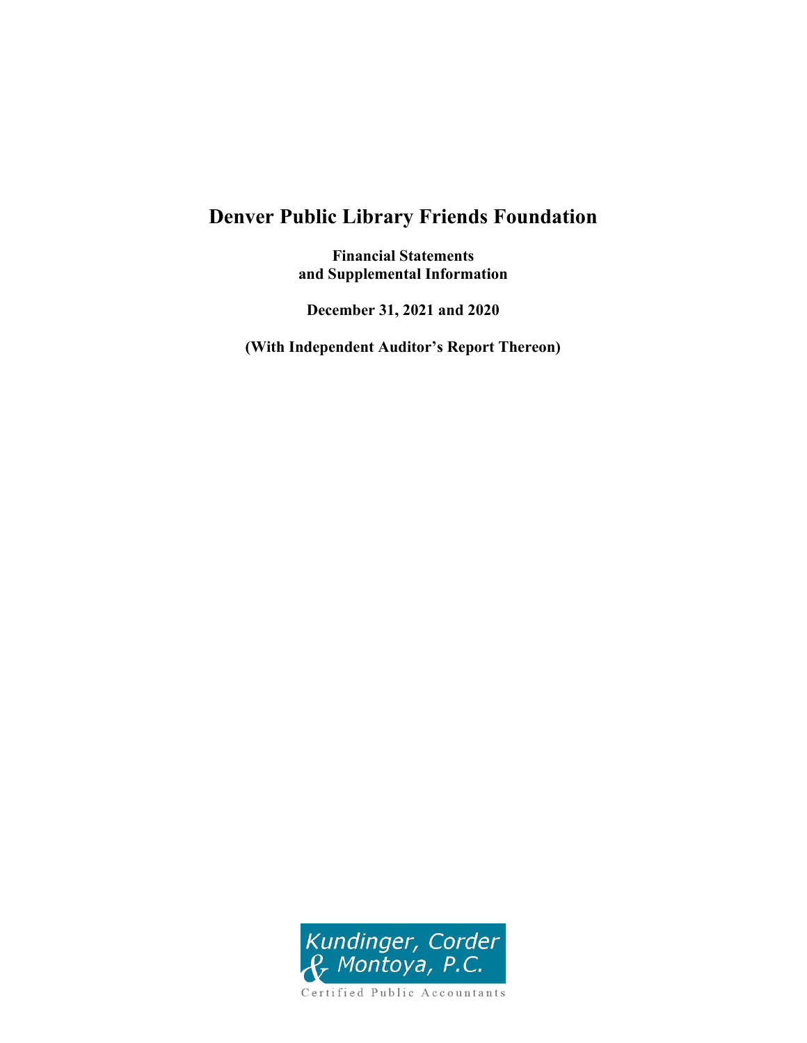# Denver Public Library Friends Foundation

**Financial Statements**
**and Supplemental Information**

**December 31, 2021 and 2020**

**(With Independent Auditor's Report Thereon)**

Kundinger, Corder & Montoya, P.C.

Certified Public Accountants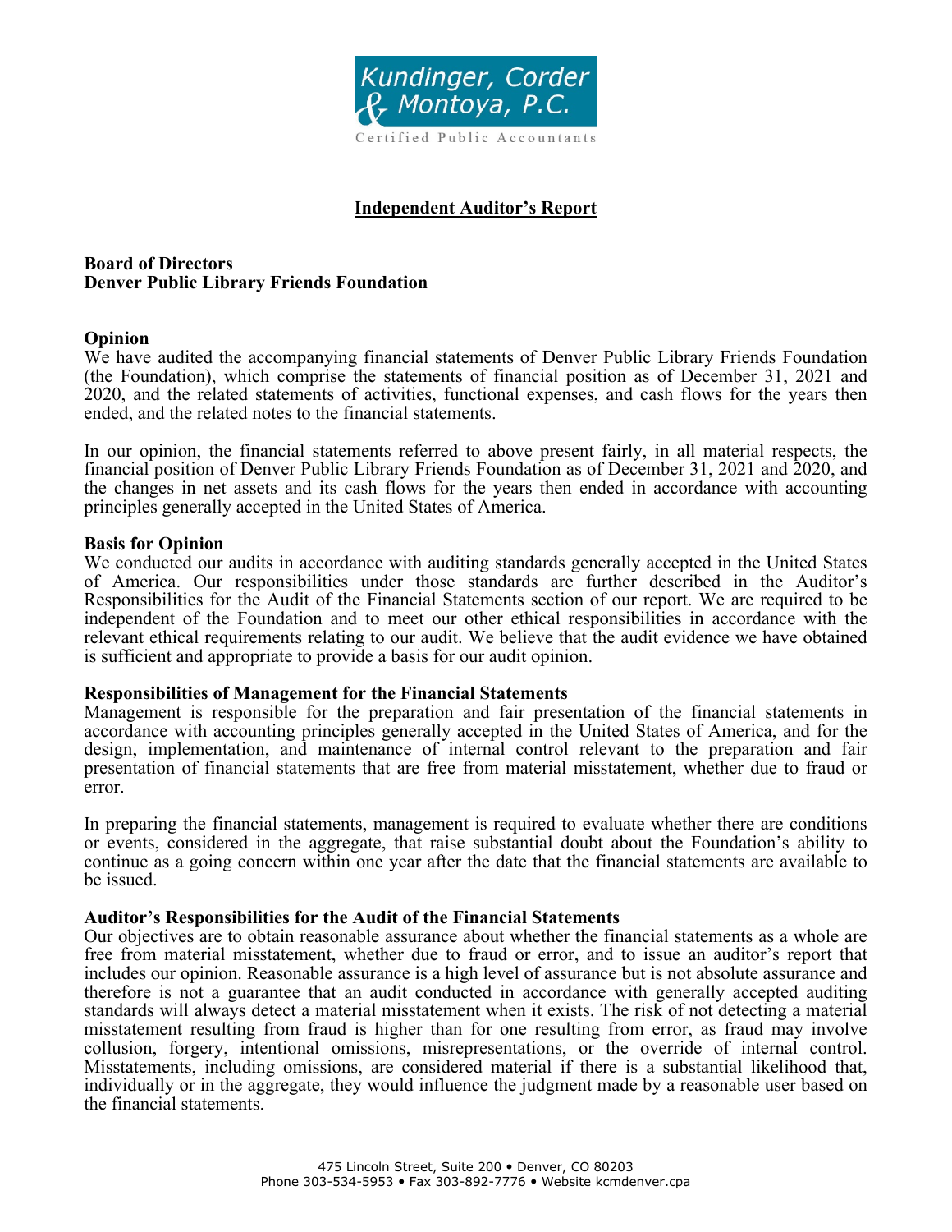Kundinger, Corder & Montoya, P.C.

Certified Public Accountants

## Independent Auditor's Report

**Board of Directors**
**Denver Public Library Friends Foundation**

### Opinion

We have audited the accompanying financial statements of Denver Public Library Friends Foundation (the Foundation), which comprise the statements of financial position as of December 31, 2021 and 2020, and the related statements of activities, functional expenses, and cash flows for the years then ended, and the related notes to the financial statements.

In our opinion, the financial statements referred to above present fairly, in all material respects, the financial position of Denver Public Library Friends Foundation as of December 31, 2021 and 2020, and the changes in net assets and its cash flows for the years then ended in accordance with accounting principles generally accepted in the United States of America.

### Basis for Opinion

We conducted our audits in accordance with auditing standards generally accepted in the United States of America. Our responsibilities under those standards are further described in the Auditor's Responsibilities for the Audit of the Financial Statements section of our report. We are required to be independent of the Foundation and to meet our other ethical responsibilities in accordance with the relevant ethical requirements relating to our audit. We believe that the audit evidence we have obtained is sufficient and appropriate to provide a basis for our audit opinion.

### Responsibilities of Management for the Financial Statements

Management is responsible for the preparation and fair presentation of the financial statements in accordance with accounting principles generally accepted in the United States of America, and for the design, implementation, and maintenance of internal control relevant to the preparation and fair presentation of financial statements that are free from material misstatement, whether due to fraud or error.

In preparing the financial statements, management is required to evaluate whether there are conditions or events, considered in the aggregate, that raise substantial doubt about the Foundation's ability to continue as a going concern within one year after the date that the financial statements are available to be issued.

### Auditor's Responsibilities for the Audit of the Financial Statements

Our objectives are to obtain reasonable assurance about whether the financial statements as a whole are free from material misstatement, whether due to fraud or error, and to issue an auditor's report that includes our opinion. Reasonable assurance is a high level of assurance but is not absolute assurance and therefore is not a guarantee that an audit conducted in accordance with generally accepted auditing standards will always detect a material misstatement when it exists. The risk of not detecting a material misstatement resulting from fraud is higher than for one resulting from error, as fraud may involve collusion, forgery, intentional omissions, misrepresentations, or the override of internal control. Misstatements, including omissions, are considered material if there is a substantial likelihood that, individually or in the aggregate, they would influence the judgment made by a reasonable user based on the financial statements.

475 Lincoln Street, Suite 200 • Denver, CO 80203
Phone 303-534-5953 • Fax 303-892-7776 • Website kcmdenver.cpa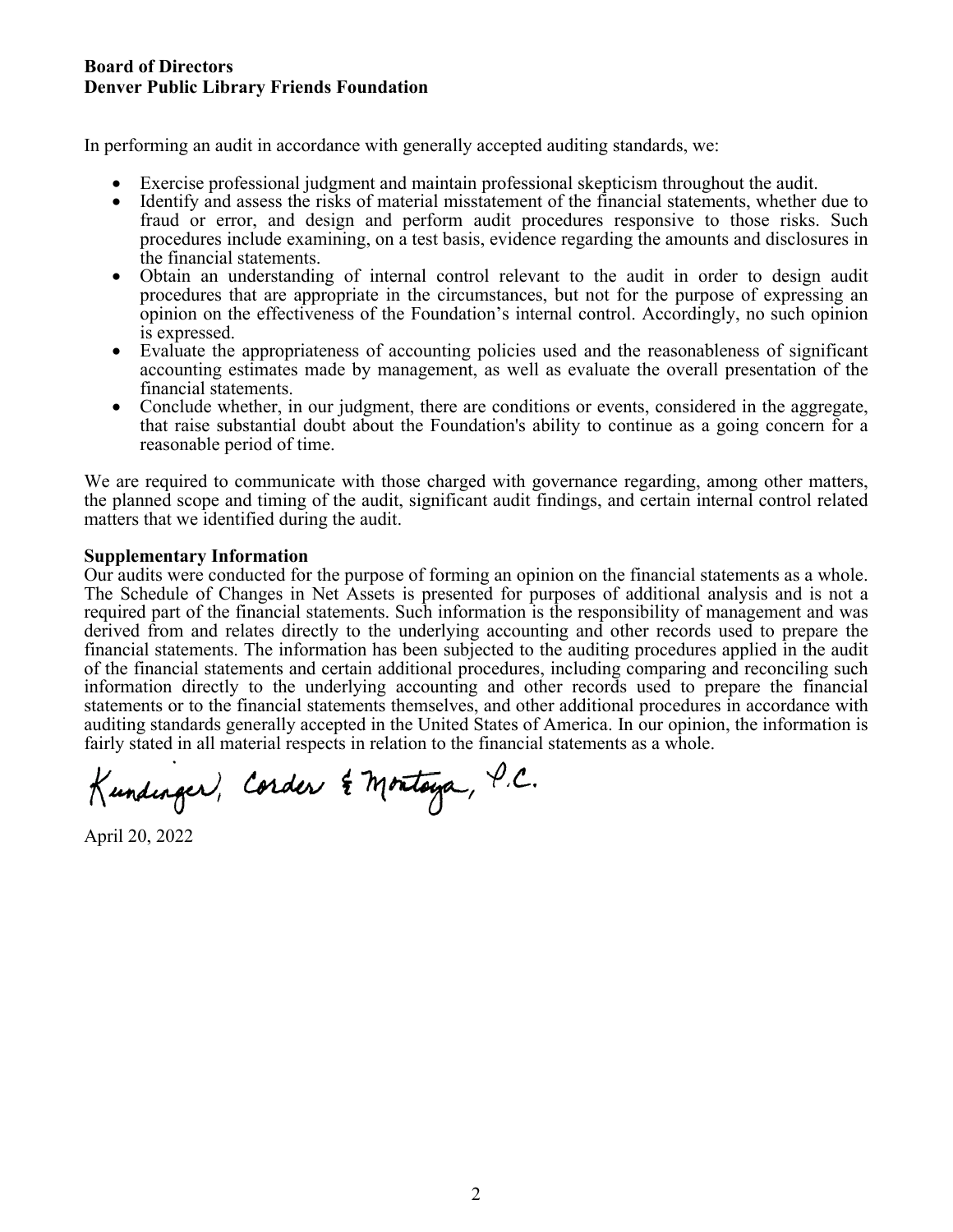**Board of Directors**
**Denver Public Library Friends Foundation**

In performing an audit in accordance with generally accepted auditing standards, we:

- Exercise professional judgment and maintain professional skepticism throughout the audit.
- Identify and assess the risks of material misstatement of the financial statements, whether due to fraud or error, and design and perform audit procedures responsive to those risks. Such procedures include examining, on a test basis, evidence regarding the amounts and disclosures in the financial statements.
- Obtain an understanding of internal control relevant to the audit in order to design audit procedures that are appropriate in the circumstances, but not for the purpose of expressing an opinion on the effectiveness of the Foundation's internal control. Accordingly, no such opinion is expressed.
- Evaluate the appropriateness of accounting policies used and the reasonableness of significant accounting estimates made by management, as well as evaluate the overall presentation of the financial statements.
- Conclude whether, in our judgment, there are conditions or events, considered in the aggregate, that raise substantial doubt about the Foundation's ability to continue as a going concern for a reasonable period of time.

We are required to communicate with those charged with governance regarding, among other matters, the planned scope and timing of the audit, significant audit findings, and certain internal control related matters that we identified during the audit.

**Supplementary Information**

Our audits were conducted for the purpose of forming an opinion on the financial statements as a whole. The Schedule of Changes in Net Assets is presented for purposes of additional analysis and is not a required part of the financial statements. Such information is the responsibility of management and was derived from and relates directly to the underlying accounting and other records used to prepare the financial statements. The information has been subjected to the auditing procedures applied in the audit of the financial statements and certain additional procedures, including comparing and reconciling such information directly to the underlying accounting and other records used to prepare the financial statements or to the financial statements themselves, and other additional procedures in accordance with auditing standards generally accepted in the United States of America. In our opinion, the information is fairly stated in all material respects in relation to the financial statements as a whole.

Kundinger, Corder & Montoya, P.C.

April 20, 2022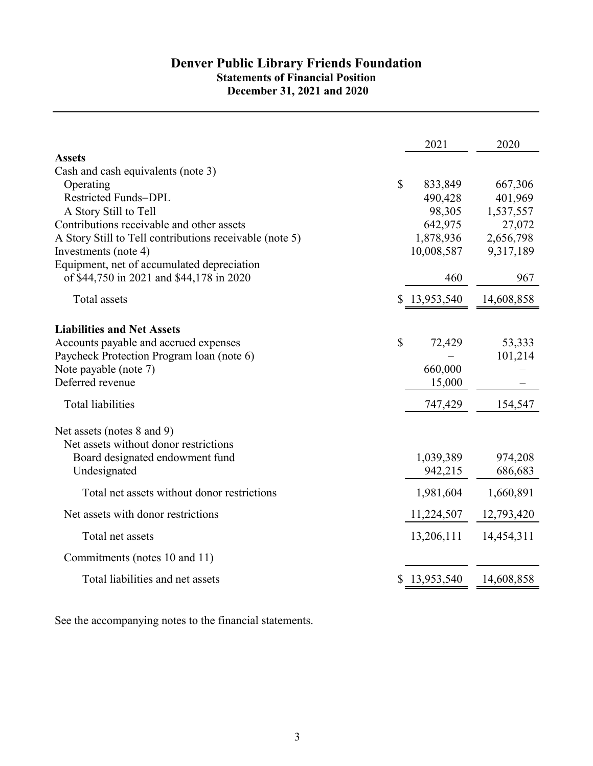# Denver Public Library Friends Foundation

## Statements of Financial Position

### December 31, 2021 and 2020

| | 2021 | 2020 |
|---|---|---|
| **Assets** | | |
| Cash and cash equivalents (note 3) | | |
| Operating | $ 833,849 | 667,306 |
| Restricted Funds–DPL | 490,428 | 401,969 |
| A Story Still to Tell | 98,305 | 1,537,557 |
| Contributions receivable and other assets | 642,975 | 27,072 |
| A Story Still to Tell contributions receivable (note 5) | 1,878,936 | 2,656,798 |
| Investments (note 4) | 10,008,587 | 9,317,189 |
| Equipment, net of accumulated depreciation of $44,750 in 2021 and $44,178 in 2020 | 460 | 967 |
| Total assets | $ 13,953,540 | 14,608,858 |
| **Liabilities and Net Assets** | | |
| Accounts payable and accrued expenses | $ 72,429 | 53,333 |
| Paycheck Protection Program loan (note 6) | – | 101,214 |
| Note payable (note 7) | 660,000 | – |
| Deferred revenue | 15,000 | – |
| Total liabilities | 747,429 | 154,547 |
| Net assets (notes 8 and 9) | | |
| Net assets without donor restrictions | | |
| Board designated endowment fund | 1,039,389 | 974,208 |
| Undesignated | 942,215 | 686,683 |
| Total net assets without donor restrictions | 1,981,604 | 1,660,891 |
| Net assets with donor restrictions | 11,224,507 | 12,793,420 |
| Total net assets | 13,206,111 | 14,454,311 |
| Commitments (notes 10 and 11) | | |
| Total liabilities and net assets | $ 13,953,540 | 14,608,858 |

See the accompanying notes to the financial statements.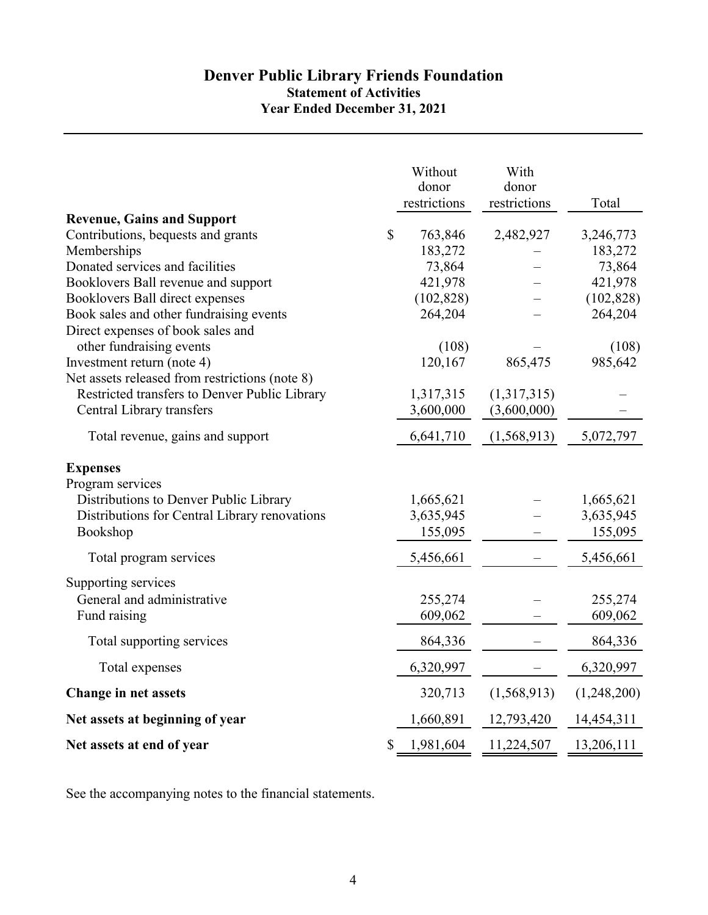# Denver Public Library Friends Foundation

## Statement of Activities

### Year Ended December 31, 2021

| | Without donor restrictions | With donor restrictions | Total |
|---|---|---|---|
| **Revenue, Gains and Support** | | | |
| Contributions, bequests and grants | $ 763,846 | 2,482,927 | 3,246,773 |
| Memberships | 183,272 | – | 183,272 |
| Donated services and facilities | 73,864 | – | 73,864 |
| Booklovers Ball revenue and support | 421,978 | – | 421,978 |
| Booklovers Ball direct expenses | (102,828) | – | (102,828) |
| Book sales and other fundraising events | 264,204 | – | 264,204 |
| Direct expenses of book sales and other fundraising events | (108) | – | (108) |
| Investment return (note 4) | 120,167 | 865,475 | 985,642 |
| Net assets released from restrictions (note 8) | | | |
| Restricted transfers to Denver Public Library | 1,317,315 | (1,317,315) | – |
| Central Library transfers | 3,600,000 | (3,600,000) | – |
| Total revenue, gains and support | 6,641,710 | (1,568,913) | 5,072,797 |
| **Expenses** | | | |
| Program services | | | |
| Distributions to Denver Public Library | 1,665,621 | – | 1,665,621 |
| Distributions for Central Library renovations | 3,635,945 | – | 3,635,945 |
| Bookshop | 155,095 | – | 155,095 |
| Total program services | 5,456,661 | – | 5,456,661 |
| Supporting services | | | |
| General and administrative | 255,274 | – | 255,274 |
| Fund raising | 609,062 | – | 609,062 |
| Total supporting services | 864,336 | – | 864,336 |
| Total expenses | 6,320,997 | – | 6,320,997 |
| **Change in net assets** | 320,713 | (1,568,913) | (1,248,200) |
| **Net assets at beginning of year** | 1,660,891 | 12,793,420 | 14,454,311 |
| **Net assets at end of year** | $ 1,981,604 | 11,224,507 | 13,206,111 |

See the accompanying notes to the financial statements.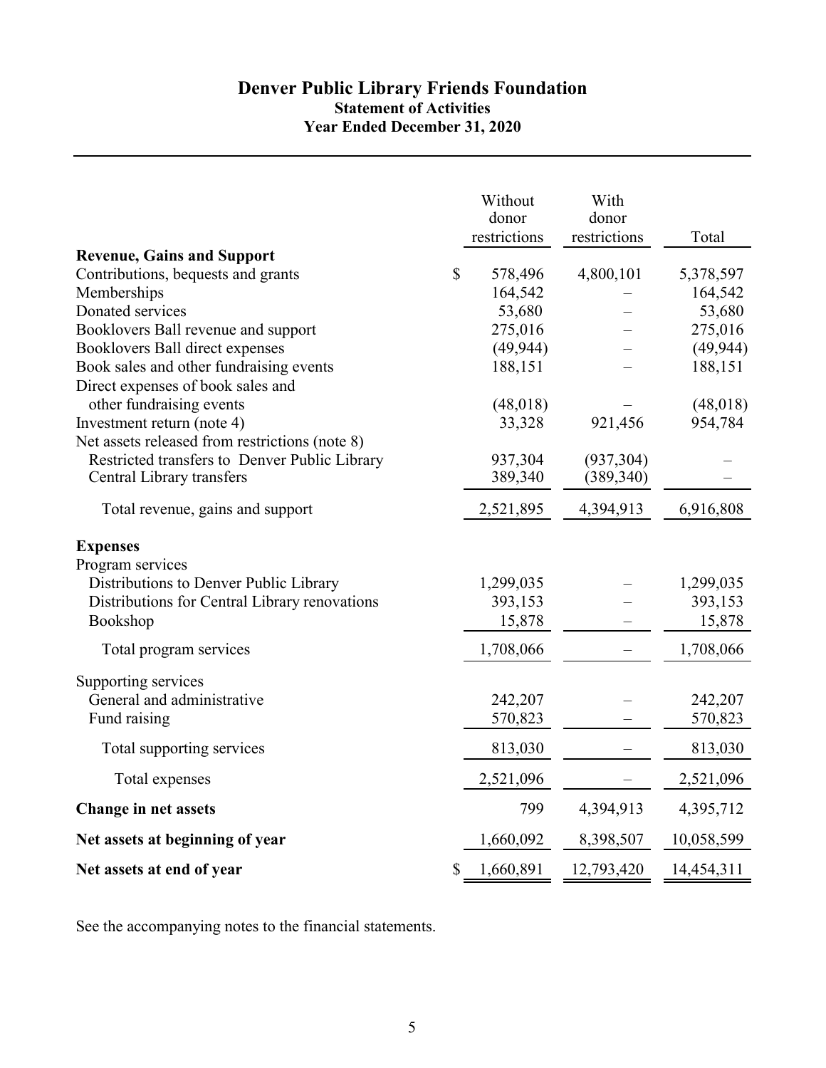# Denver Public Library Friends Foundation

## Statement of Activities

## Year Ended December 31, 2020

| | Without donor restrictions | With donor restrictions | Total |
|---|---|---|---|
| **Revenue, Gains and Support** | | | |
| Contributions, bequests and grants | $ 578,496 | 4,800,101 | 5,378,597 |
| Memberships | 164,542 | – | 164,542 |
| Donated services | 53,680 | – | 53,680 |
| Booklovers Ball revenue and support | 275,016 | – | 275,016 |
| Booklovers Ball direct expenses | (49,944) | – | (49,944) |
| Book sales and other fundraising events | 188,151 | – | 188,151 |
| Direct expenses of book sales and other fundraising events | (48,018) | – | (48,018) |
| Investment return (note 4) | 33,328 | 921,456 | 954,784 |
| Net assets released from restrictions (note 8) | | | |
| Restricted transfers to Denver Public Library | 937,304 | (937,304) | – |
| Central Library transfers | 389,340 | (389,340) | – |
| Total revenue, gains and support | 2,521,895 | 4,394,913 | 6,916,808 |
| **Expenses** | | | |
| Program services | | | |
| Distributions to Denver Public Library | 1,299,035 | – | 1,299,035 |
| Distributions for Central Library renovations | 393,153 | – | 393,153 |
| Bookshop | 15,878 | – | 15,878 |
| Total program services | 1,708,066 | – | 1,708,066 |
| Supporting services | | | |
| General and administrative | 242,207 | – | 242,207 |
| Fund raising | 570,823 | – | 570,823 |
| Total supporting services | 813,030 | – | 813,030 |
| Total expenses | 2,521,096 | – | 2,521,096 |
| **Change in net assets** | 799 | 4,394,913 | 4,395,712 |
| **Net assets at beginning of year** | 1,660,092 | 8,398,507 | 10,058,599 |
| **Net assets at end of year** | $ 1,660,891 | 12,793,420 | 14,454,311 |

See the accompanying notes to the financial statements.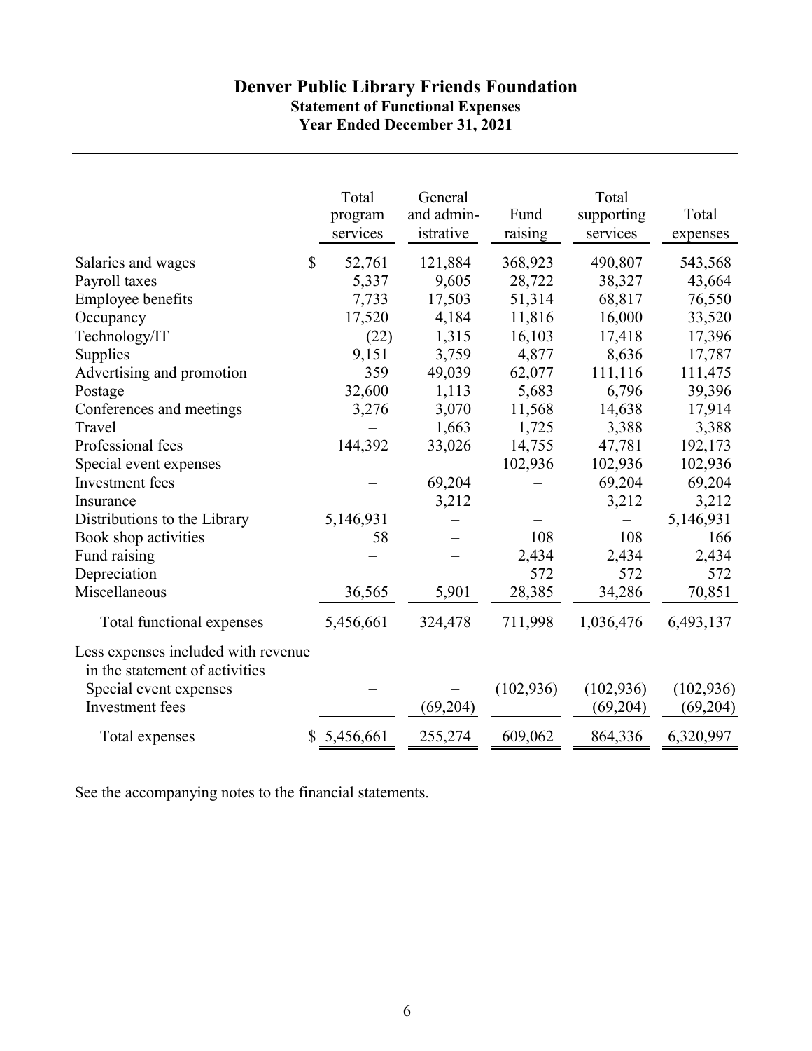# Denver Public Library Friends Foundation

## Statement of Functional Expenses

## Year Ended December 31, 2021

| | Total program services | General and administrative | Fund raising | Total supporting services | Total expenses |
|---|---|---|---|---|---|
| Salaries and wages | $ 52,761 | 121,884 | 368,923 | 490,807 | 543,568 |
| Payroll taxes | 5,337 | 9,605 | 28,722 | 38,327 | 43,664 |
| Employee benefits | 7,733 | 17,503 | 51,314 | 68,817 | 76,550 |
| Occupancy | 17,520 | 4,184 | 11,816 | 16,000 | 33,520 |
| Technology/IT | (22) | 1,315 | 16,103 | 17,418 | 17,396 |
| Supplies | 9,151 | 3,759 | 4,877 | 8,636 | 17,787 |
| Advertising and promotion | 359 | 49,039 | 62,077 | 111,116 | 111,475 |
| Postage | 32,600 | 1,113 | 5,683 | 6,796 | 39,396 |
| Conferences and meetings | 3,276 | 3,070 | 11,568 | 14,638 | 17,914 |
| Travel | – | 1,663 | 1,725 | 3,388 | 3,388 |
| Professional fees | 144,392 | 33,026 | 14,755 | 47,781 | 192,173 |
| Special event expenses | – | – | 102,936 | 102,936 | 102,936 |
| Investment fees | – | 69,204 | – | 69,204 | 69,204 |
| Insurance | – | 3,212 | – | 3,212 | 3,212 |
| Distributions to the Library | 5,146,931 | – | – | – | 5,146,931 |
| Book shop activities | 58 | – | 108 | 108 | 166 |
| Fund raising | – | – | 2,434 | 2,434 | 2,434 |
| Depreciation | – | – | 572 | 572 | 572 |
| Miscellaneous | 36,565 | 5,901 | 28,385 | 34,286 | 70,851 |
| Total functional expenses | 5,456,661 | 324,478 | 711,998 | 1,036,476 | 6,493,137 |
| Less expenses included with revenue in the statement of activities | | | | | |
| Special event expenses | – | – | (102,936) | (102,936) | (102,936) |
| Investment fees | – | (69,204) | – | (69,204) | (69,204) |
| Total expenses | $ 5,456,661 | 255,274 | 609,062 | 864,336 | 6,320,997 |

See the accompanying notes to the financial statements.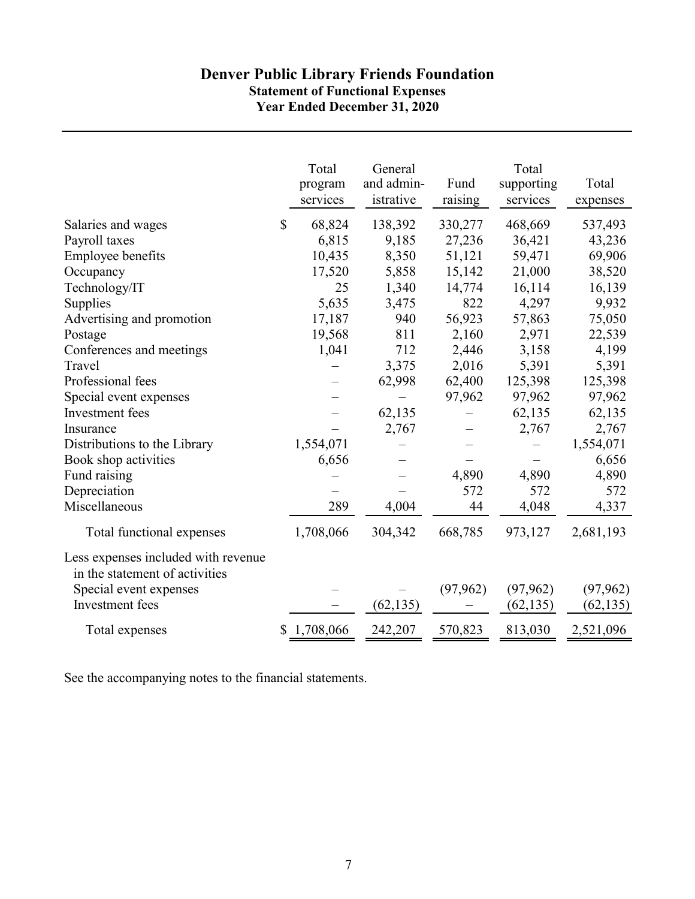# Denver Public Library Friends Foundation

## Statement of Functional Expenses

## Year Ended December 31, 2020

| | Total program services | General and admin-istrative | Fund raising | Total supporting services | Total expenses |
|---|---|---|---|---|---|
| Salaries and wages | $ 68,824 | 138,392 | 330,277 | 468,669 | 537,493 |
| Payroll taxes | 6,815 | 9,185 | 27,236 | 36,421 | 43,236 |
| Employee benefits | 10,435 | 8,350 | 51,121 | 59,471 | 69,906 |
| Occupancy | 17,520 | 5,858 | 15,142 | 21,000 | 38,520 |
| Technology/IT | 25 | 1,340 | 14,774 | 16,114 | 16,139 |
| Supplies | 5,635 | 3,475 | 822 | 4,297 | 9,932 |
| Advertising and promotion | 17,187 | 940 | 56,923 | 57,863 | 75,050 |
| Postage | 19,568 | 811 | 2,160 | 2,971 | 22,539 |
| Conferences and meetings | 1,041 | 712 | 2,446 | 3,158 | 4,199 |
| Travel | – | 3,375 | 2,016 | 5,391 | 5,391 |
| Professional fees | – | 62,998 | 62,400 | 125,398 | 125,398 |
| Special event expenses | – | – | 97,962 | 97,962 | 97,962 |
| Investment fees | – | 62,135 | – | 62,135 | 62,135 |
| Insurance | – | 2,767 | – | 2,767 | 2,767 |
| Distributions to the Library | 1,554,071 | – | – | – | 1,554,071 |
| Book shop activities | 6,656 | – | – | – | 6,656 |
| Fund raising | – | – | 4,890 | 4,890 | 4,890 |
| Depreciation | – | – | 572 | 572 | 572 |
| Miscellaneous | 289 | 4,004 | 44 | 4,048 | 4,337 |
| Total functional expenses | 1,708,066 | 304,342 | 668,785 | 973,127 | 2,681,193 |
| Less expenses included with revenue in the statement of activities | | | | | |
| Special event expenses | – | – | (97,962) | (97,962) | (97,962) |
| Investment fees | – | (62,135) | – | (62,135) | (62,135) |
| Total expenses | $ 1,708,066 | 242,207 | 570,823 | 813,030 | 2,521,096 |

See the accompanying notes to the financial statements.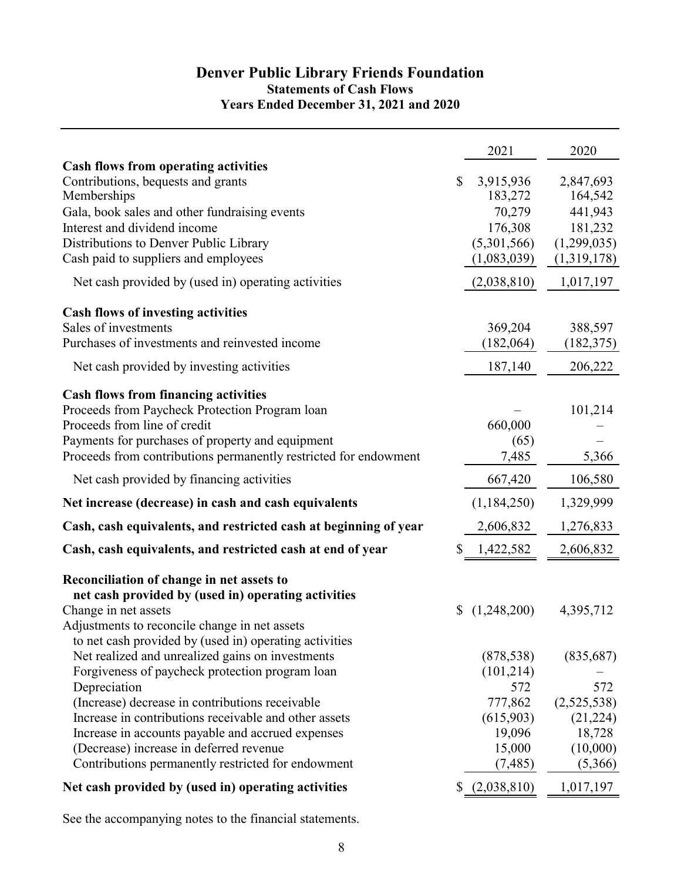# Denver Public Library Friends Foundation

## Statements of Cash Flows

### Years Ended December 31, 2021 and 2020

| | 2021 | 2020 |
|---|---|---|
| **Cash flows from operating activities** | | |
| Contributions, bequests and grants | $ 3,915,936 | 2,847,693 |
| Memberships | 183,272 | 164,542 |
| Gala, book sales and other fundraising events | 70,279 | 441,943 |
| Interest and dividend income | 176,308 | 181,232 |
| Distributions to Denver Public Library | (5,301,566) | (1,299,035) |
| Cash paid to suppliers and employees | (1,083,039) | (1,319,178) |
| Net cash provided by (used in) operating activities | (2,038,810) | 1,017,197 |
| **Cash flows of investing activities** | | |
| Sales of investments | 369,204 | 388,597 |
| Purchases of investments and reinvested income | (182,064) | (182,375) |
| Net cash provided by investing activities | 187,140 | 206,222 |
| **Cash flows from financing activities** | | |
| Proceeds from Paycheck Protection Program loan | – | 101,214 |
| Proceeds from line of credit | 660,000 | – |
| Payments for purchases of property and equipment | (65) | – |
| Proceeds from contributions permanently restricted for endowment | 7,485 | 5,366 |
| Net cash provided by financing activities | 667,420 | 106,580 |
| **Net increase (decrease) in cash and cash equivalents** | (1,184,250) | 1,329,999 |
| **Cash, cash equivalents, and restricted cash at beginning of year** | 2,606,832 | 1,276,833 |
| **Cash, cash equivalents, and restricted cash at end of year** | $ 1,422,582 | 2,606,832 |
| **Reconciliation of change in net assets to net cash provided by (used in) operating activities** | | |
| Change in net assets | $ (1,248,200) | 4,395,712 |
| Adjustments to reconcile change in net assets to net cash provided by (used in) operating activities | | |
| Net realized and unrealized gains on investments | (878,538) | (835,687) |
| Forgiveness of paycheck protection program loan | (101,214) | – |
| Depreciation | 572 | 572 |
| (Increase) decrease in contributions receivable | 777,862 | (2,525,538) |
| Increase in contributions receivable and other assets | (615,903) | (21,224) |
| Increase in accounts payable and accrued expenses | 19,096 | 18,728 |
| (Decrease) increase in deferred revenue | 15,000 | (10,000) |
| Contributions permanently restricted for endowment | (7,485) | (5,366) |
| **Net cash provided by (used in) operating activities** | $ (2,038,810) | 1,017,197 |

See the accompanying notes to the financial statements.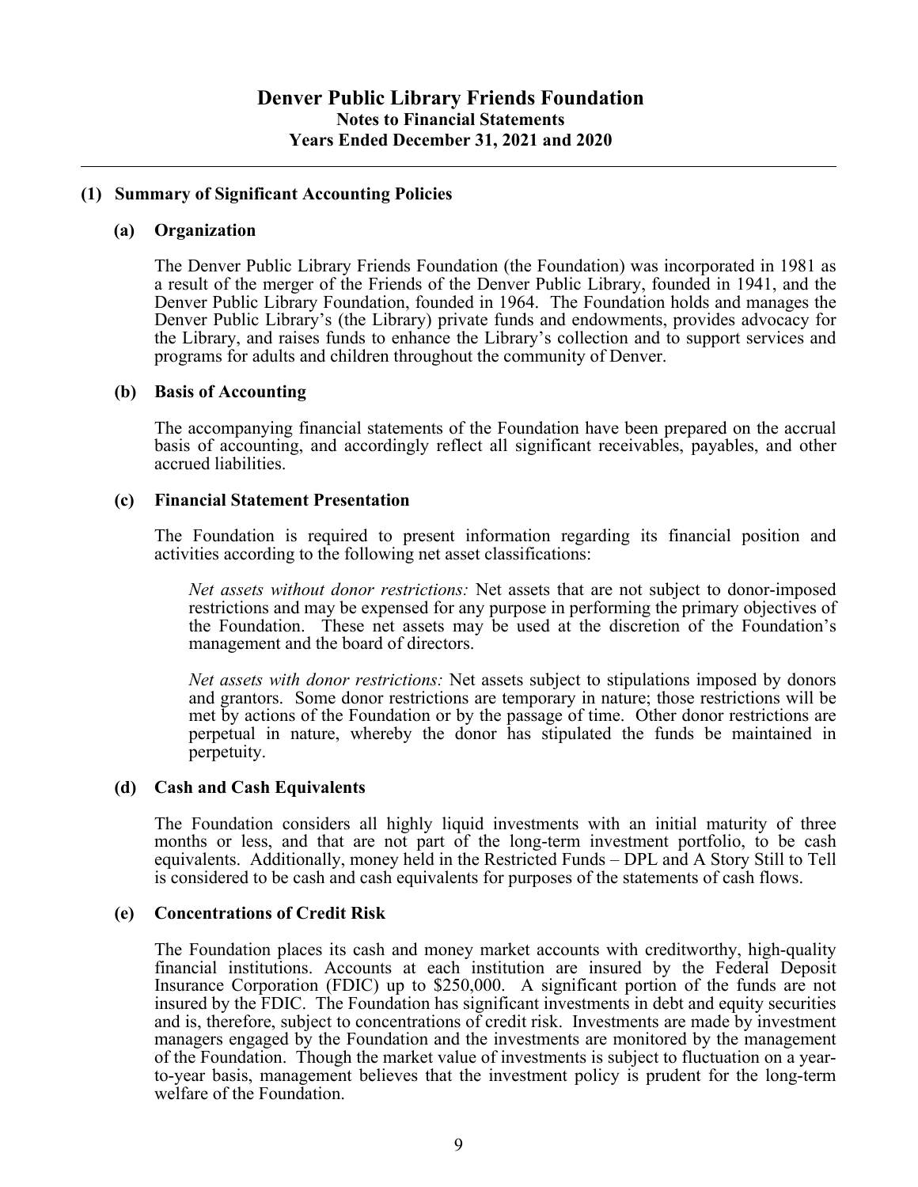# Denver Public Library Friends Foundation
## Notes to Financial Statements
## Years Ended December 31, 2021 and 2020

### (1) Summary of Significant Accounting Policies

#### (a) Organization

The Denver Public Library Friends Foundation (the Foundation) was incorporated in 1981 as a result of the merger of the Friends of the Denver Public Library, founded in 1941, and the Denver Public Library Foundation, founded in 1964. The Foundation holds and manages the Denver Public Library's (the Library) private funds and endowments, provides advocacy for the Library, and raises funds to enhance the Library's collection and to support services and programs for adults and children throughout the community of Denver.

#### (b) Basis of Accounting

The accompanying financial statements of the Foundation have been prepared on the accrual basis of accounting, and accordingly reflect all significant receivables, payables, and other accrued liabilities.

#### (c) Financial Statement Presentation

The Foundation is required to present information regarding its financial position and activities according to the following net asset classifications:

*Net assets without donor restrictions:* Net assets that are not subject to donor-imposed restrictions and may be expensed for any purpose in performing the primary objectives of the Foundation. These net assets may be used at the discretion of the Foundation's management and the board of directors.

*Net assets with donor restrictions:* Net assets subject to stipulations imposed by donors and grantors. Some donor restrictions are temporary in nature; those restrictions will be met by actions of the Foundation or by the passage of time. Other donor restrictions are perpetual in nature, whereby the donor has stipulated the funds be maintained in perpetuity.

#### (d) Cash and Cash Equivalents

The Foundation considers all highly liquid investments with an initial maturity of three months or less, and that are not part of the long-term investment portfolio, to be cash equivalents. Additionally, money held in the Restricted Funds – DPL and A Story Still to Tell is considered to be cash and cash equivalents for purposes of the statements of cash flows.

#### (e) Concentrations of Credit Risk

The Foundation places its cash and money market accounts with creditworthy, high-quality financial institutions. Accounts at each institution are insured by the Federal Deposit Insurance Corporation (FDIC) up to $250,000. A significant portion of the funds are not insured by the FDIC. The Foundation has significant investments in debt and equity securities and is, therefore, subject to concentrations of credit risk. Investments are made by investment managers engaged by the Foundation and the investments are monitored by the management of the Foundation. Though the market value of investments is subject to fluctuation on a year-to-year basis, management believes that the investment policy is prudent for the long-term welfare of the Foundation.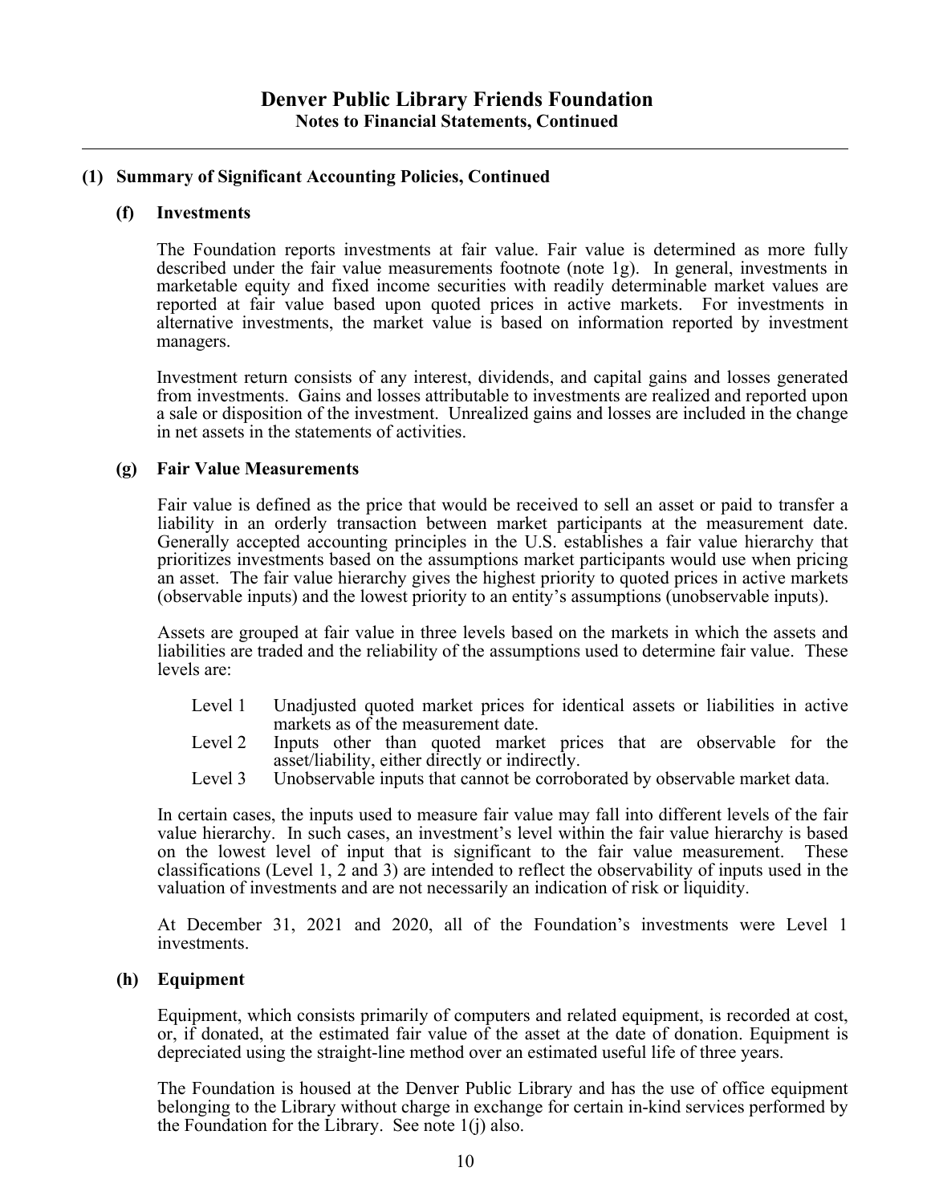## (1) Summary of Significant Accounting Policies, Continued

### (f) Investments

The Foundation reports investments at fair value. Fair value is determined as more fully described under the fair value measurements footnote (note 1g). In general, investments in marketable equity and fixed income securities with readily determinable market values are reported at fair value based upon quoted prices in active markets. For investments in alternative investments, the market value is based on information reported by investment managers.

Investment return consists of any interest, dividends, and capital gains and losses generated from investments. Gains and losses attributable to investments are realized and reported upon a sale or disposition of the investment. Unrealized gains and losses are included in the change in net assets in the statements of activities.

### (g) Fair Value Measurements

Fair value is defined as the price that would be received to sell an asset or paid to transfer a liability in an orderly transaction between market participants at the measurement date. Generally accepted accounting principles in the U.S. establishes a fair value hierarchy that prioritizes investments based on the assumptions market participants would use when pricing an asset. The fair value hierarchy gives the highest priority to quoted prices in active markets (observable inputs) and the lowest priority to an entity's assumptions (unobservable inputs).

Assets are grouped at fair value in three levels based on the markets in which the assets and liabilities are traded and the reliability of the assumptions used to determine fair value. These levels are:

- Level 1 Unadjusted quoted market prices for identical assets or liabilities in active markets as of the measurement date.
- Level 2 Inputs other than quoted market prices that are observable for the asset/liability, either directly or indirectly.
- Level 3 Unobservable inputs that cannot be corroborated by observable market data.

In certain cases, the inputs used to measure fair value may fall into different levels of the fair value hierarchy. In such cases, an investment's level within the fair value hierarchy is based on the lowest level of input that is significant to the fair value measurement. These classifications (Level 1, 2 and 3) are intended to reflect the observability of inputs used in the valuation of investments and are not necessarily an indication of risk or liquidity.

At December 31, 2021 and 2020, all of the Foundation's investments were Level 1 investments.

### (h) Equipment

Equipment, which consists primarily of computers and related equipment, is recorded at cost, or, if donated, at the estimated fair value of the asset at the date of donation. Equipment is depreciated using the straight-line method over an estimated useful life of three years.

The Foundation is housed at the Denver Public Library and has the use of office equipment belonging to the Library without charge in exchange for certain in-kind services performed by the Foundation for the Library. See note 1(j) also.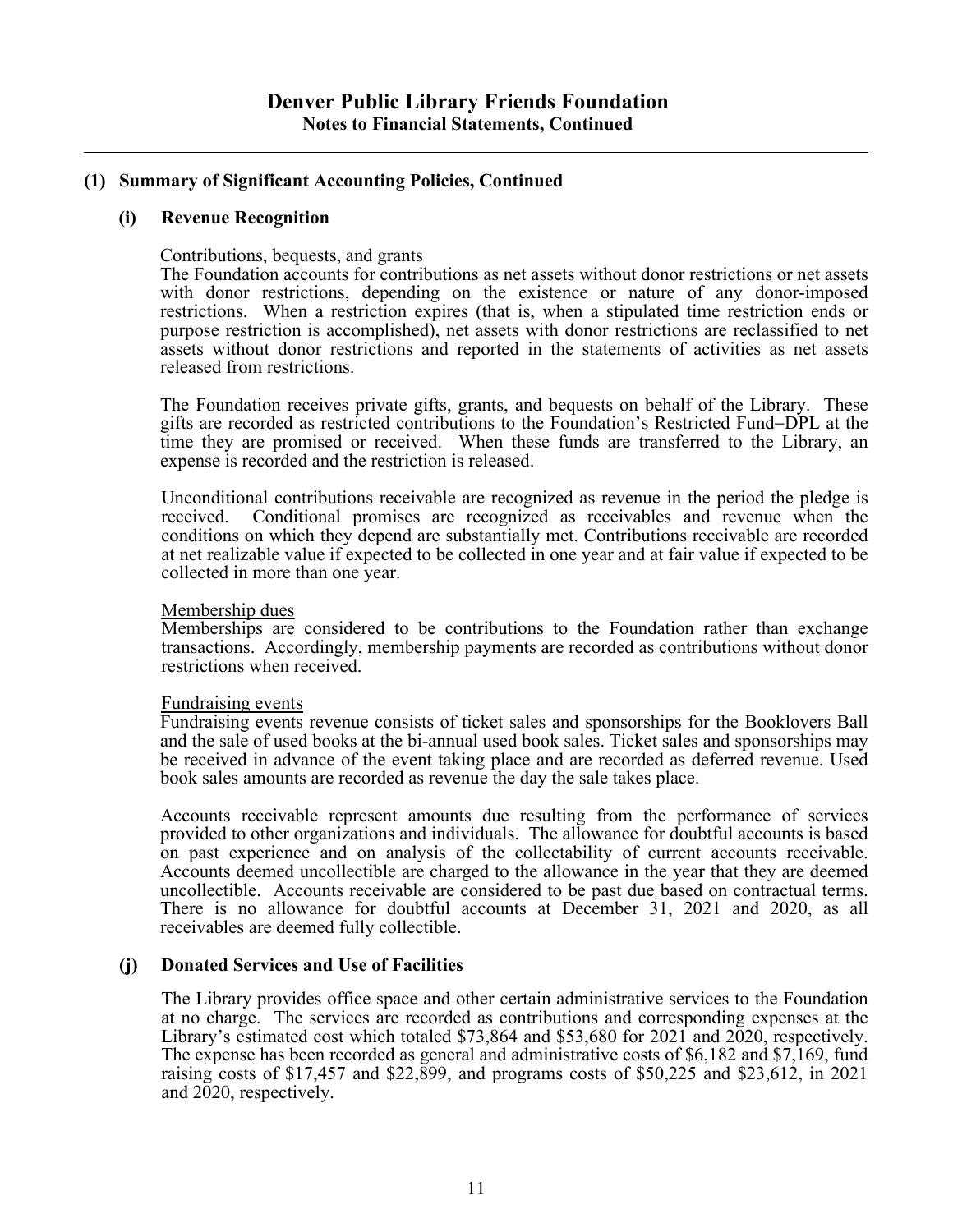# Denver Public Library Friends Foundation

## Notes to Financial Statements, Continued

### (1) Summary of Significant Accounting Policies, Continued

#### (i) Revenue Recognition

Contributions, bequests, and grants

The Foundation accounts for contributions as net assets without donor restrictions or net assets with donor restrictions, depending on the existence or nature of any donor-imposed restrictions. When a restriction expires (that is, when a stipulated time restriction ends or purpose restriction is accomplished), net assets with donor restrictions are reclassified to net assets without donor restrictions and reported in the statements of activities as net assets released from restrictions.

The Foundation receives private gifts, grants, and bequests on behalf of the Library. These gifts are recorded as restricted contributions to the Foundation's Restricted Fund–DPL at the time they are promised or received. When these funds are transferred to the Library, an expense is recorded and the restriction is released.

Unconditional contributions receivable are recognized as revenue in the period the pledge is received. Conditional promises are recognized as receivables and revenue when the conditions on which they depend are substantially met. Contributions receivable are recorded at net realizable value if expected to be collected in one year and at fair value if expected to be collected in more than one year.

Membership dues

Memberships are considered to be contributions to the Foundation rather than exchange transactions. Accordingly, membership payments are recorded as contributions without donor restrictions when received.

Fundraising events

Fundraising events revenue consists of ticket sales and sponsorships for the Booklovers Ball and the sale of used books at the bi-annual used book sales. Ticket sales and sponsorships may be received in advance of the event taking place and are recorded as deferred revenue. Used book sales amounts are recorded as revenue the day the sale takes place.

Accounts receivable represent amounts due resulting from the performance of services provided to other organizations and individuals. The allowance for doubtful accounts is based on past experience and on analysis of the collectability of current accounts receivable. Accounts deemed uncollectible are charged to the allowance in the year that they are deemed uncollectible. Accounts receivable are considered to be past due based on contractual terms. There is no allowance for doubtful accounts at December 31, 2021 and 2020, as all receivables are deemed fully collectible.

#### (j) Donated Services and Use of Facilities

The Library provides office space and other certain administrative services to the Foundation at no charge. The services are recorded as contributions and corresponding expenses at the Library's estimated cost which totaled $73,864 and $53,680 for 2021 and 2020, respectively. The expense has been recorded as general and administrative costs of $6,182 and $7,169, fund raising costs of $17,457 and $22,899, and programs costs of $50,225 and $23,612, in 2021 and 2020, respectively.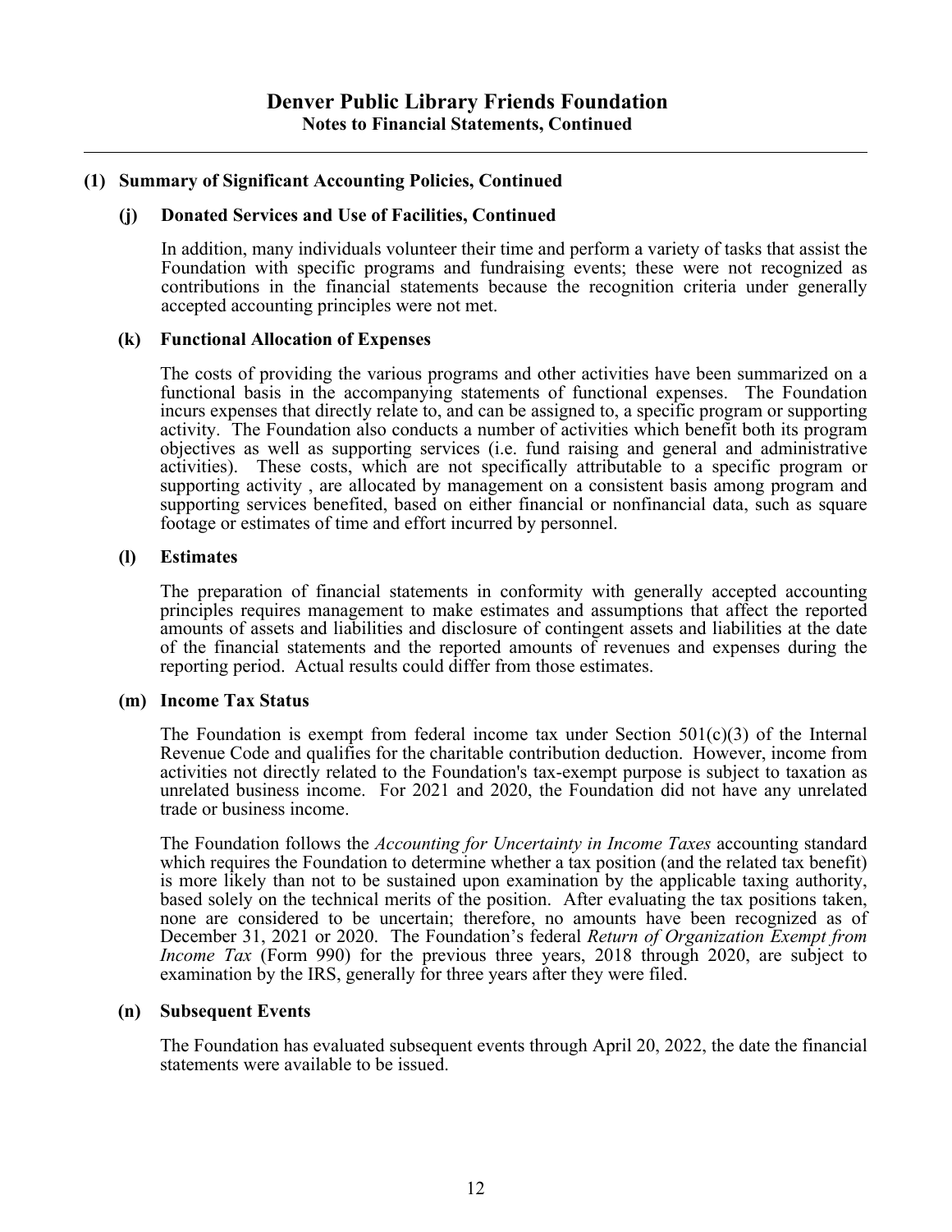## (1) Summary of Significant Accounting Policies, Continued

### (j) Donated Services and Use of Facilities, Continued

In addition, many individuals volunteer their time and perform a variety of tasks that assist the Foundation with specific programs and fundraising events; these were not recognized as contributions in the financial statements because the recognition criteria under generally accepted accounting principles were not met.

### (k) Functional Allocation of Expenses

The costs of providing the various programs and other activities have been summarized on a functional basis in the accompanying statements of functional expenses. The Foundation incurs expenses that directly relate to, and can be assigned to, a specific program or supporting activity. The Foundation also conducts a number of activities which benefit both its program objectives as well as supporting services (i.e. fund raising and general and administrative activities). These costs, which are not specifically attributable to a specific program or supporting activity , are allocated by management on a consistent basis among program and supporting services benefited, based on either financial or nonfinancial data, such as square footage or estimates of time and effort incurred by personnel.

### (l) Estimates

The preparation of financial statements in conformity with generally accepted accounting principles requires management to make estimates and assumptions that affect the reported amounts of assets and liabilities and disclosure of contingent assets and liabilities at the date of the financial statements and the reported amounts of revenues and expenses during the reporting period. Actual results could differ from those estimates.

### (m) Income Tax Status

The Foundation is exempt from federal income tax under Section 501(c)(3) of the Internal Revenue Code and qualifies for the charitable contribution deduction. However, income from activities not directly related to the Foundation's tax-exempt purpose is subject to taxation as unrelated business income. For 2021 and 2020, the Foundation did not have any unrelated trade or business income.

The Foundation follows the *Accounting for Uncertainty in Income Taxes* accounting standard which requires the Foundation to determine whether a tax position (and the related tax benefit) is more likely than not to be sustained upon examination by the applicable taxing authority, based solely on the technical merits of the position. After evaluating the tax positions taken, none are considered to be uncertain; therefore, no amounts have been recognized as of December 31, 2021 or 2020. The Foundation's federal *Return of Organization Exempt from Income Tax* (Form 990) for the previous three years, 2018 through 2020, are subject to examination by the IRS, generally for three years after they were filed.

### (n) Subsequent Events

The Foundation has evaluated subsequent events through April 20, 2022, the date the financial statements were available to be issued.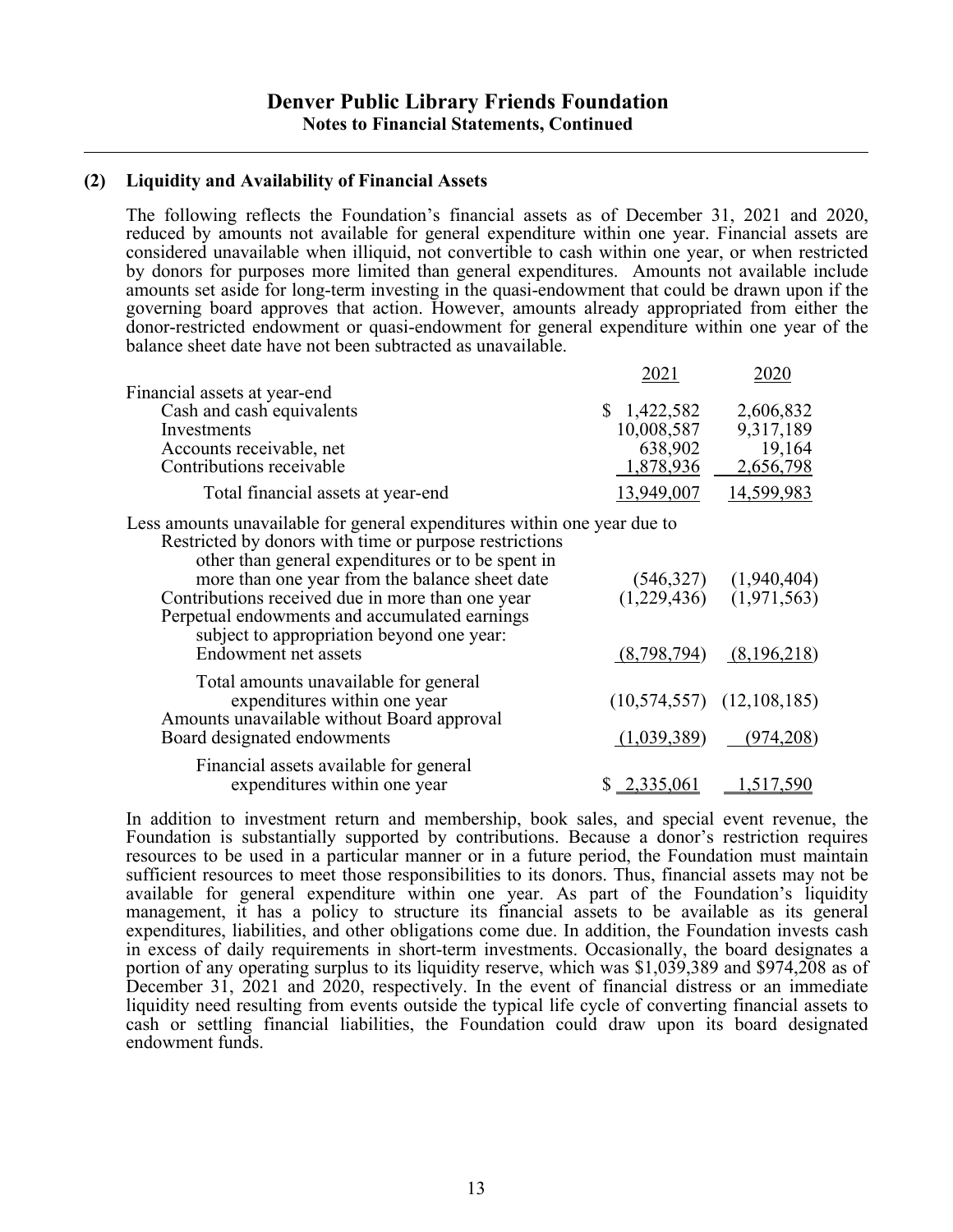## (2) Liquidity and Availability of Financial Assets

The following reflects the Foundation's financial assets as of December 31, 2021 and 2020, reduced by amounts not available for general expenditure within one year. Financial assets are considered unavailable when illiquid, not convertible to cash within one year, or when restricted by donors for purposes more limited than general expenditures. Amounts not available include amounts set aside for long-term investing in the quasi-endowment that could be drawn upon if the governing board approves that action. However, amounts already appropriated from either the donor-restricted endowment or quasi-endowment for general expenditure within one year of the balance sheet date have not been subtracted as unavailable.

| | 2021 | 2020 |
|---|---|---|
| Financial assets at year-end | | |
| Cash and cash equivalents | $ 1,422,582 | 2,606,832 |
| Investments | 10,008,587 | 9,317,189 |
| Accounts receivable, net | 638,902 | 19,164 |
| Contributions receivable | 1,878,936 | 2,656,798 |
| Total financial assets at year-end | 13,949,007 | 14,599,983 |
| Less amounts unavailable for general expenditures within one year due to | | |
| Restricted by donors with time or purpose restrictions other than general expenditures or to be spent in more than one year from the balance sheet date | (546,327) | (1,940,404) |
| Contributions received due in more than one year | (1,229,436) | (1,971,563) |
| Perpetual endowments and accumulated earnings subject to appropriation beyond one year: | | |
| Endowment net assets | (8,798,794) | (8,196,218) |
| Total amounts unavailable for general expenditures within one year | (10,574,557) | (12,108,185) |
| Amounts unavailable without Board approval | | |
| Board designated endowments | (1,039,389) | (974,208) |
| Financial assets available for general expenditures within one year | $ 2,335,061 | 1,517,590 |

In addition to investment return and membership, book sales, and special event revenue, the Foundation is substantially supported by contributions. Because a donor's restriction requires resources to be used in a particular manner or in a future period, the Foundation must maintain sufficient resources to meet those responsibilities to its donors. Thus, financial assets may not be available for general expenditure within one year. As part of the Foundation's liquidity management, it has a policy to structure its financial assets to be available as its general expenditures, liabilities, and other obligations come due. In addition, the Foundation invests cash in excess of daily requirements in short-term investments. Occasionally, the board designates a portion of any operating surplus to its liquidity reserve, which was $1,039,389 and $974,208 as of December 31, 2021 and 2020, respectively. In the event of financial distress or an immediate liquidity need resulting from events outside the typical life cycle of converting financial assets to cash or settling financial liabilities, the Foundation could draw upon its board designated endowment funds.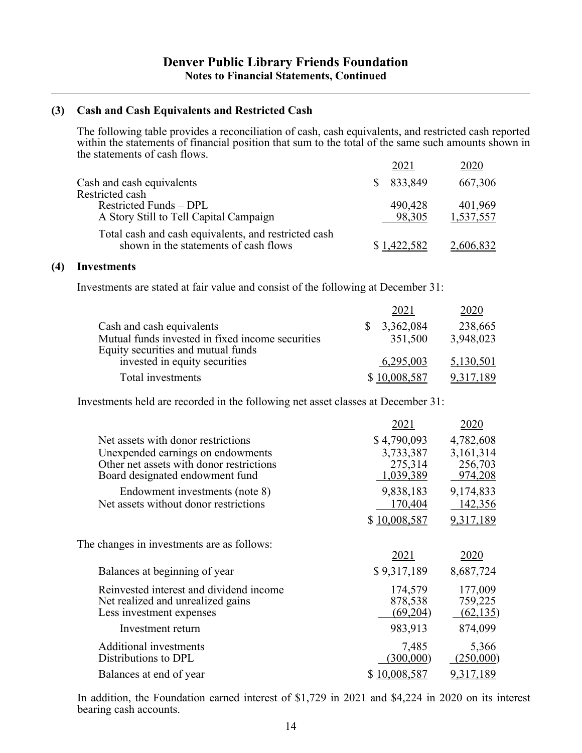## (3) Cash and Cash Equivalents and Restricted Cash

The following table provides a reconciliation of cash, cash equivalents, and restricted cash reported within the statements of financial position that sum to the total of the same such amounts shown in the statements of cash flows.

| | 2021 | 2020 |
|---|---|---|
| Cash and cash equivalents | $ 833,849 | 667,306 |
| Restricted cash | | |
| Restricted Funds – DPL | 490,428 | 401,969 |
| A Story Still to Tell Capital Campaign | 98,305 | 1,537,557 |
| Total cash and cash equivalents, and restricted cash shown in the statements of cash flows | $ 1,422,582 | 2,606,832 |

## (4) Investments

Investments are stated at fair value and consist of the following at December 31:

| | 2021 | 2020 |
|---|---|---|
| Cash and cash equivalents | $ 3,362,084 | 238,665 |
| Mutual funds invested in fixed income securities | 351,500 | 3,948,023 |
| Equity securities and mutual funds invested in equity securities | 6,295,003 | 5,130,501 |
| Total investments | $ 10,008,587 | 9,317,189 |

Investments held are recorded in the following net asset classes at December 31:

| | 2021 | 2020 |
|---|---|---|
| Net assets with donor restrictions | $ 4,790,093 | 4,782,608 |
| Unexpended earnings on endowments | 3,733,387 | 3,161,314 |
| Other net assets with donor restrictions | 275,314 | 256,703 |
| Board designated endowment fund | 1,039,389 | 974,208 |
| Endowment investments (note 8) | 9,838,183 | 9,174,833 |
| Net assets without donor restrictions | 170,404 | 142,356 |
| | $ 10,008,587 | 9,317,189 |

The changes in investments are as follows:

| | 2021 | 2020 |
|---|---|---|
| Balances at beginning of year | $ 9,317,189 | 8,687,724 |
| Reinvested interest and dividend income | 174,579 | 177,009 |
| Net realized and unrealized gains | 878,538 | 759,225 |
| Less investment expenses | (69,204) | (62,135) |
| Investment return | 983,913 | 874,099 |
| Additional investments | 7,485 | 5,366 |
| Distributions to DPL | (300,000) | (250,000) |
| Balances at end of year | $ 10,008,587 | 9,317,189 |

In addition, the Foundation earned interest of $1,729 in 2021 and $4,224 in 2020 on its interest bearing cash accounts.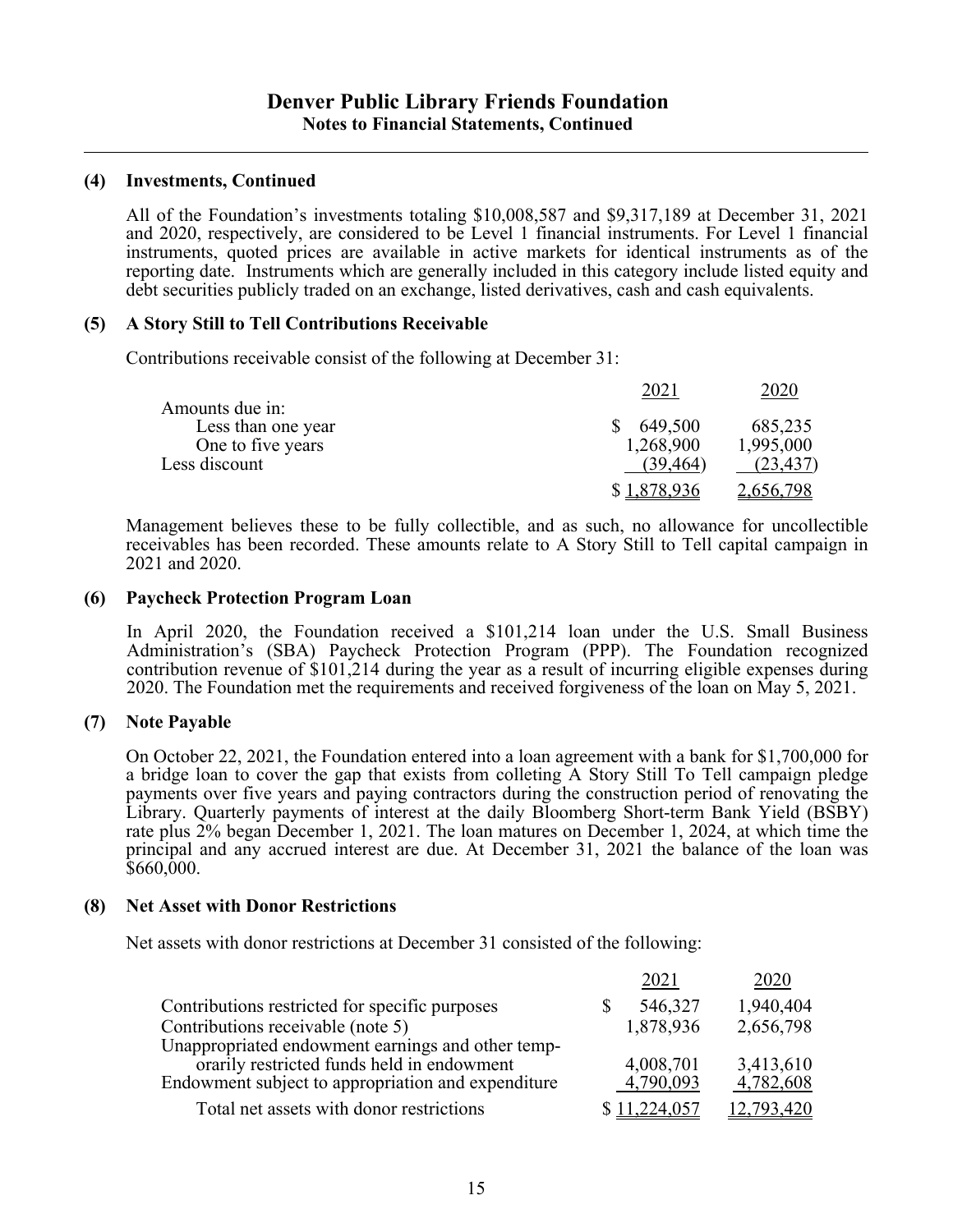## (4) Investments, Continued

All of the Foundation's investments totaling $10,008,587 and $9,317,189 at December 31, 2021 and 2020, respectively, are considered to be Level 1 financial instruments. For Level 1 financial instruments, quoted prices are available in active markets for identical instruments as of the reporting date. Instruments which are generally included in this category include listed equity and debt securities publicly traded on an exchange, listed derivatives, cash and cash equivalents.

## (5) A Story Still to Tell Contributions Receivable

Contributions receivable consist of the following at December 31:

| | 2021 | 2020 |
|---|---|---|
| Amounts due in: | | |
| Less than one year | $ 649,500 | 685,235 |
| One to five years | 1,268,900 | 1,995,000 |
| Less discount | (39,464) | (23,437) |
| | $ 1,878,936 | 2,656,798 |

Management believes these to be fully collectible, and as such, no allowance for uncollectible receivables has been recorded. These amounts relate to A Story Still to Tell capital campaign in 2021 and 2020.

## (6) Paycheck Protection Program Loan

In April 2020, the Foundation received a $101,214 loan under the U.S. Small Business Administration's (SBA) Paycheck Protection Program (PPP). The Foundation recognized contribution revenue of $101,214 during the year as a result of incurring eligible expenses during 2020. The Foundation met the requirements and received forgiveness of the loan on May 5, 2021.

## (7) Note Payable

On October 22, 2021, the Foundation entered into a loan agreement with a bank for $1,700,000 for a bridge loan to cover the gap that exists from colleting A Story Still To Tell campaign pledge payments over five years and paying contractors during the construction period of renovating the Library. Quarterly payments of interest at the daily Bloomberg Short-term Bank Yield (BSBY) rate plus 2% began December 1, 2021. The loan matures on December 1, 2024, at which time the principal and any accrued interest are due. At December 31, 2021 the balance of the loan was $660,000.

## (8) Net Asset with Donor Restrictions

Net assets with donor restrictions at December 31 consisted of the following:

| | 2021 | 2020 |
|---|---|---|
| Contributions restricted for specific purposes | $ 546,327 | 1,940,404 |
| Contributions receivable (note 5) | 1,878,936 | 2,656,798 |
| Unappropriated endowment earnings and other temporarily restricted funds held in endowment | 4,008,701 | 3,413,610 |
| Endowment subject to appropriation and expenditure | 4,790,093 | 4,782,608 |
| Total net assets with donor restrictions | $ 11,224,057 | 12,793,420 |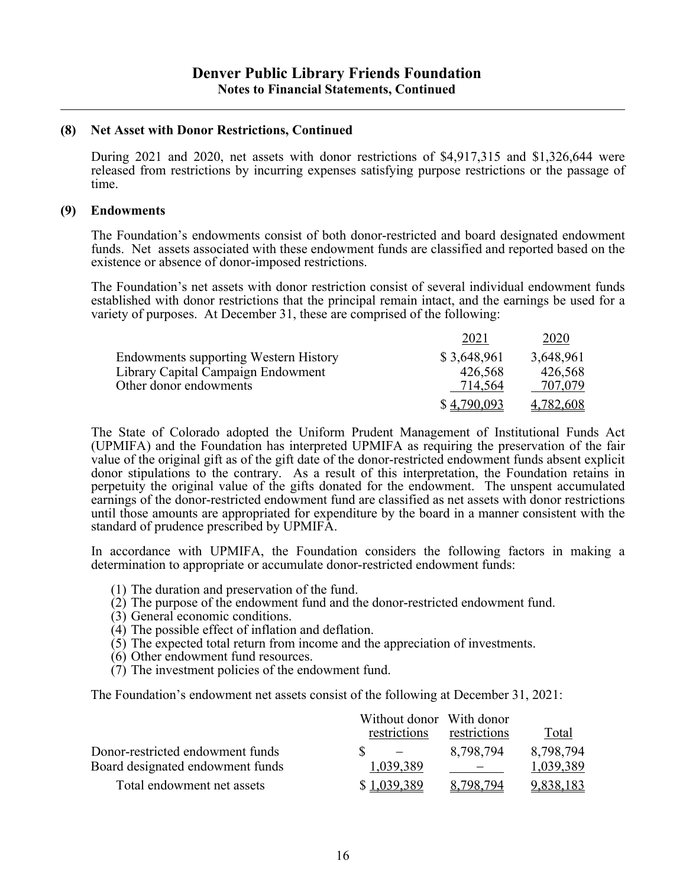## (8) Net Asset with Donor Restrictions, Continued

During 2021 and 2020, net assets with donor restrictions of $4,917,315 and $1,326,644 were released from restrictions by incurring expenses satisfying purpose restrictions or the passage of time.

## (9) Endowments

The Foundation's endowments consist of both donor-restricted and board designated endowment funds. Net assets associated with these endowment funds are classified and reported based on the existence or absence of donor-imposed restrictions.

The Foundation's net assets with donor restriction consist of several individual endowment funds established with donor restrictions that the principal remain intact, and the earnings be used for a variety of purposes. At December 31, these are comprised of the following:

| | 2021 | 2020 |
|---|---|---|
| Endowments supporting Western History | $ 3,648,961 | 3,648,961 |
| Library Capital Campaign Endowment | 426,568 | 426,568 |
| Other donor endowments | 714,564 | 707,079 |
| | $ 4,790,093 | 4,782,608 |

The State of Colorado adopted the Uniform Prudent Management of Institutional Funds Act (UPMIFA) and the Foundation has interpreted UPMIFA as requiring the preservation of the fair value of the original gift as of the gift date of the donor-restricted endowment funds absent explicit donor stipulations to the contrary. As a result of this interpretation, the Foundation retains in perpetuity the original value of the gifts donated for the endowment. The unspent accumulated earnings of the donor-restricted endowment fund are classified as net assets with donor restrictions until those amounts are appropriated for expenditure by the board in a manner consistent with the standard of prudence prescribed by UPMIFA.

In accordance with UPMIFA, the Foundation considers the following factors in making a determination to appropriate or accumulate donor-restricted endowment funds:

(1) The duration and preservation of the fund.
(2) The purpose of the endowment fund and the donor-restricted endowment fund.
(3) General economic conditions.
(4) The possible effect of inflation and deflation.
(5) The expected total return from income and the appreciation of investments.
(6) Other endowment fund resources.
(7) The investment policies of the endowment fund.

The Foundation's endowment net assets consist of the following at December 31, 2021:

| | Without donor restrictions | With donor restrictions | Total |
|---|---|---|---|
| Donor-restricted endowment funds | $ – | 8,798,794 | 8,798,794 |
| Board designated endowment funds | 1,039,389 | – | 1,039,389 |
| Total endowment net assets | $ 1,039,389 | 8,798,794 | 9,838,183 |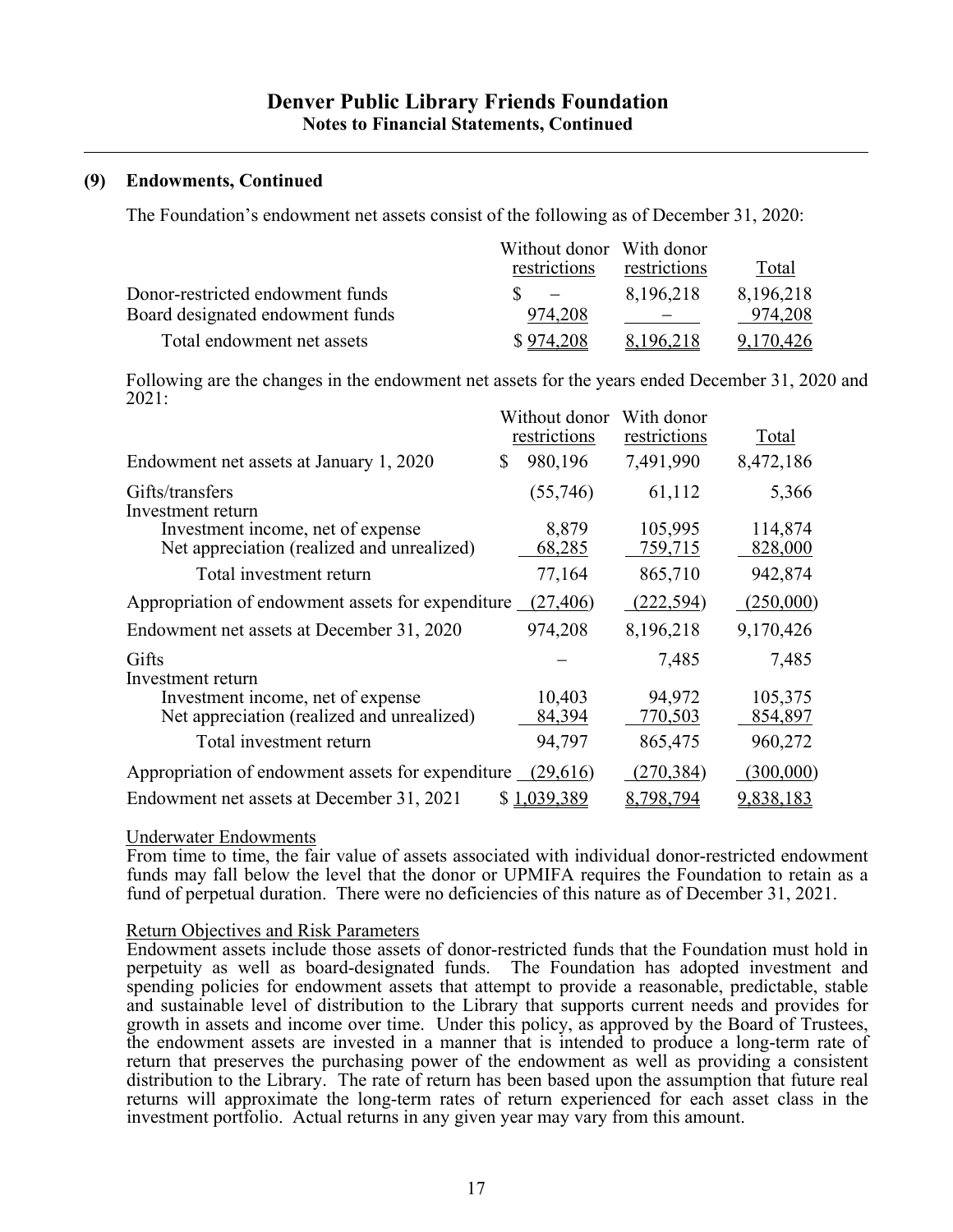### (9) Endowments, Continued

The Foundation's endowment net assets consist of the following as of December 31, 2020:

| | Without donor restrictions | With donor restrictions | Total |
|---|---|---|---|
| Donor-restricted endowment funds | $ – | 8,196,218 | 8,196,218 |
| Board designated endowment funds | 974,208 | – | 974,208 |
| Total endowment net assets | $ 974,208 | 8,196,218 | 9,170,426 |

Following are the changes in the endowment net assets for the years ended December 31, 2020 and 2021:

| | Without donor restrictions | With donor restrictions | Total |
|---|---|---|---|
| Endowment net assets at January 1, 2020 | $ 980,196 | 7,491,990 | 8,472,186 |
| Gifts/transfers | (55,746) | 61,112 | 5,366 |
| Investment return | | | |
| Investment income, net of expense | 8,879 | 105,995 | 114,874 |
| Net appreciation (realized and unrealized) | 68,285 | 759,715 | 828,000 |
| Total investment return | 77,164 | 865,710 | 942,874 |
| Appropriation of endowment assets for expenditure | (27,406) | (222,594) | (250,000) |
| Endowment net assets at December 31, 2020 | 974,208 | 8,196,218 | 9,170,426 |
| Gifts | – | 7,485 | 7,485 |
| Investment return | | | |
| Investment income, net of expense | 10,403 | 94,972 | 105,375 |
| Net appreciation (realized and unrealized) | 84,394 | 770,503 | 854,897 |
| Total investment return | 94,797 | 865,475 | 960,272 |
| Appropriation of endowment assets for expenditure | (29,616) | (270,384) | (300,000) |
| Endowment net assets at December 31, 2021 | $ 1,039,389 | 8,798,794 | 9,838,183 |

Underwater Endowments

From time to time, the fair value of assets associated with individual donor-restricted endowment funds may fall below the level that the donor or UPMIFA requires the Foundation to retain as a fund of perpetual duration. There were no deficiencies of this nature as of December 31, 2021.

Return Objectives and Risk Parameters

Endowment assets include those assets of donor-restricted funds that the Foundation must hold in perpetuity as well as board-designated funds. The Foundation has adopted investment and spending policies for endowment assets that attempt to provide a reasonable, predictable, stable and sustainable level of distribution to the Library that supports current needs and provides for growth in assets and income over time. Under this policy, as approved by the Board of Trustees, the endowment assets are invested in a manner that is intended to produce a long-term rate of return that preserves the purchasing power of the endowment as well as providing a consistent distribution to the Library. The rate of return has been based upon the assumption that future real returns will approximate the long-term rates of return experienced for each asset class in the investment portfolio. Actual returns in any given year may vary from this amount.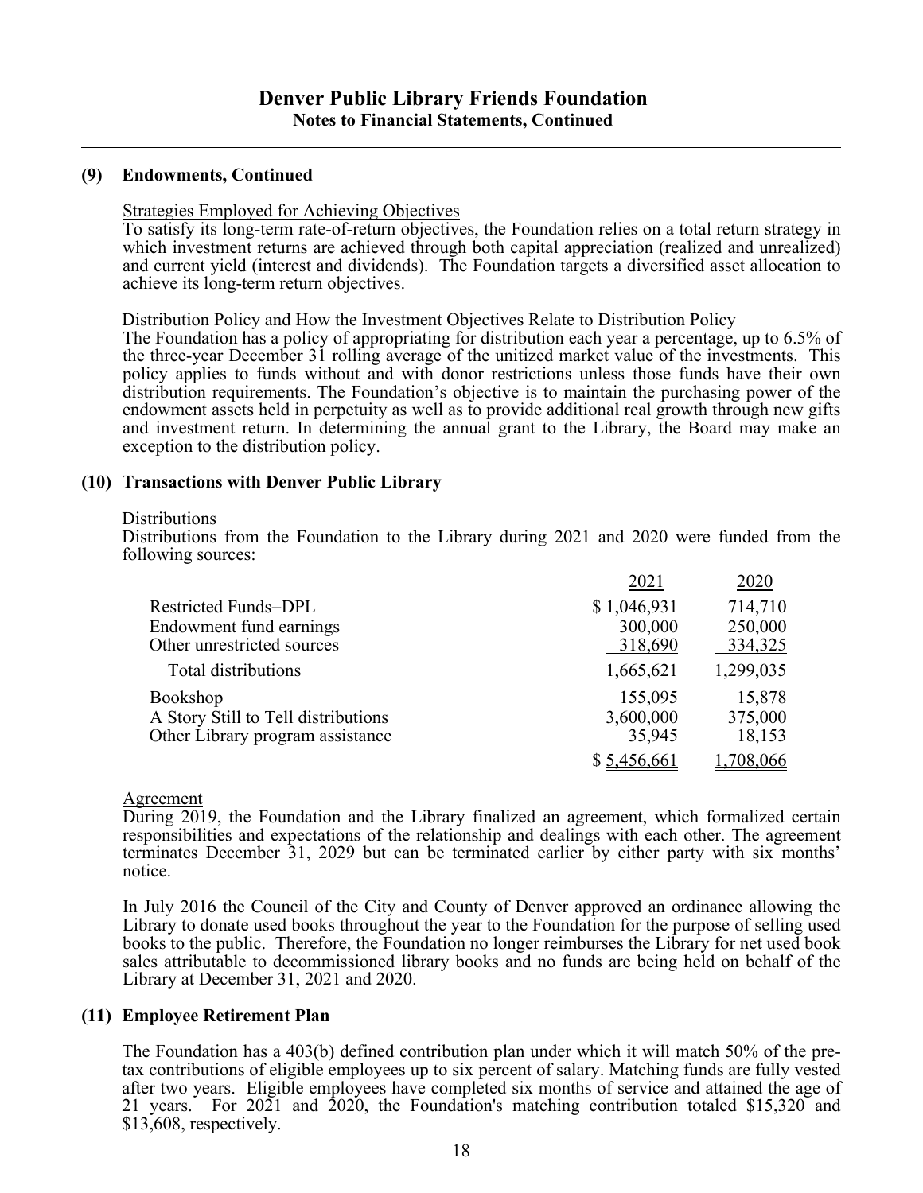# Denver Public Library Friends Foundation
## Notes to Financial Statements, Continued

### (9) Endowments, Continued

Strategies Employed for Achieving Objectives

To satisfy its long-term rate-of-return objectives, the Foundation relies on a total return strategy in which investment returns are achieved through both capital appreciation (realized and unrealized) and current yield (interest and dividends). The Foundation targets a diversified asset allocation to achieve its long-term return objectives.

Distribution Policy and How the Investment Objectives Relate to Distribution Policy

The Foundation has a policy of appropriating for distribution each year a percentage, up to 6.5% of the three-year December 31 rolling average of the unitized market value of the investments. This policy applies to funds without and with donor restrictions unless those funds have their own distribution requirements. The Foundation's objective is to maintain the purchasing power of the endowment assets held in perpetuity as well as to provide additional real growth through new gifts and investment return. In determining the annual grant to the Library, the Board may make an exception to the distribution policy.

### (10) Transactions with Denver Public Library

Distributions

Distributions from the Foundation to the Library during 2021 and 2020 were funded from the following sources:

| | 2021 | 2020 |
|---|---|---|
| Restricted Funds–DPL | $ 1,046,931 | 714,710 |
| Endowment fund earnings | 300,000 | 250,000 |
| Other unrestricted sources | 318,690 | 334,325 |
| Total distributions | 1,665,621 | 1,299,035 |
| Bookshop | 155,095 | 15,878 |
| A Story Still to Tell distributions | 3,600,000 | 375,000 |
| Other Library program assistance | 35,945 | 18,153 |
| | $ 5,456,661 | 1,708,066 |

Agreement

During 2019, the Foundation and the Library finalized an agreement, which formalized certain responsibilities and expectations of the relationship and dealings with each other. The agreement terminates December 31, 2029 but can be terminated earlier by either party with six months' notice.

In July 2016 the Council of the City and County of Denver approved an ordinance allowing the Library to donate used books throughout the year to the Foundation for the purpose of selling used books to the public. Therefore, the Foundation no longer reimburses the Library for net used book sales attributable to decommissioned library books and no funds are being held on behalf of the Library at December 31, 2021 and 2020.

### (11) Employee Retirement Plan

The Foundation has a 403(b) defined contribution plan under which it will match 50% of the pre-tax contributions of eligible employees up to six percent of salary. Matching funds are fully vested after two years. Eligible employees have completed six months of service and attained the age of 21 years. For 2021 and 2020, the Foundation's matching contribution totaled $15,320 and $13,608, respectively.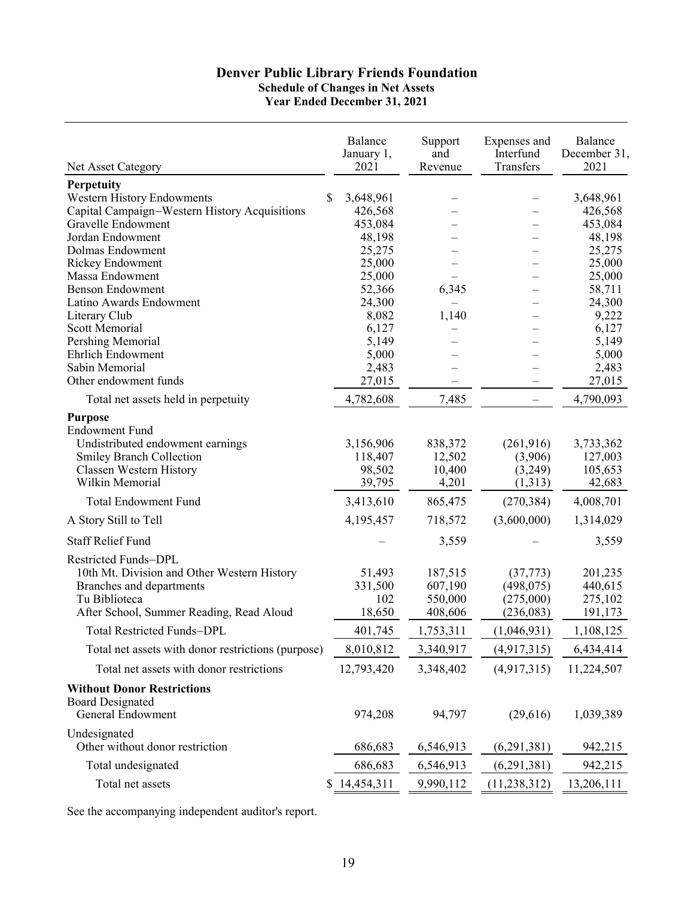# Denver Public Library Friends Foundation

**Schedule of Changes in Net Assets**
**Year Ended December 31, 2021**

| Net Asset Category | Balance January 1, 2021 | Support and Revenue | Expenses and Interfund Transfers | Balance December 31, 2021 |
|---|---|---|---|---|
| **Perpetuity** | | | | |
| Western History Endowments | $ 3,648,961 | – | – | 3,648,961 |
| Capital Campaign–Western History Acquisitions | 426,568 | – | – | 426,568 |
| Gravelle Endowment | 453,084 | – | – | 453,084 |
| Jordan Endowment | 48,198 | – | – | 48,198 |
| Dolmas Endowment | 25,275 | – | – | 25,275 |
| Rickey Endowment | 25,000 | – | – | 25,000 |
| Massa Endowment | 25,000 | – | – | 25,000 |
| Benson Endowment | 52,366 | 6,345 | – | 58,711 |
| Latino Awards Endowment | 24,300 | – | – | 24,300 |
| Literary Club | 8,082 | 1,140 | – | 9,222 |
| Scott Memorial | 6,127 | – | – | 6,127 |
| Pershing Memorial | 5,149 | – | – | 5,149 |
| Ehrlich Endowment | 5,000 | – | – | 5,000 |
| Sabin Memorial | 2,483 | – | – | 2,483 |
| Other endowment funds | 27,015 | – | – | 27,015 |
| Total net assets held in perpetuity | 4,782,608 | 7,485 | – | 4,790,093 |
| **Purpose** | | | | |
| Endowment Fund | | | | |
| Undistributed endowment earnings | 3,156,906 | 838,372 | (261,916) | 3,733,362 |
| Smiley Branch Collection | 118,407 | 12,502 | (3,906) | 127,003 |
| Classen Western History | 98,502 | 10,400 | (3,249) | 105,653 |
| Wilkin Memorial | 39,795 | 4,201 | (1,313) | 42,683 |
| Total Endowment Fund | 3,413,610 | 865,475 | (270,384) | 4,008,701 |
| A Story Still to Tell | 4,195,457 | 718,572 | (3,600,000) | 1,314,029 |
| Staff Relief Fund | – | 3,559 | – | 3,559 |
| Restricted Funds–DPL | | | | |
| 10th Mt. Division and Other Western History | 51,493 | 187,515 | (37,773) | 201,235 |
| Branches and departments | 331,500 | 607,190 | (498,075) | 440,615 |
| Tu Biblioteca | 102 | 550,000 | (275,000) | 275,102 |
| After School, Summer Reading, Read Aloud | 18,650 | 408,606 | (236,083) | 191,173 |
| Total Restricted Funds–DPL | 401,745 | 1,753,311 | (1,046,931) | 1,108,125 |
| Total net assets with donor restrictions (purpose) | 8,010,812 | 3,340,917 | (4,917,315) | 6,434,414 |
| Total net assets with donor restrictions | 12,793,420 | 3,348,402 | (4,917,315) | 11,224,507 |
| **Without Donor Restrictions** | | | | |
| Board Designated | | | | |
| General Endowment | 974,208 | 94,797 | (29,616) | 1,039,389 |
| Undesignated | | | | |
| Other without donor restriction | 686,683 | 6,546,913 | (6,291,381) | 942,215 |
| Total undesignated | 686,683 | 6,546,913 | (6,291,381) | 942,215 |
| Total net assets | $ 14,454,311 | 9,990,112 | (11,238,312) | 13,206,111 |

See the accompanying independent auditor's report.